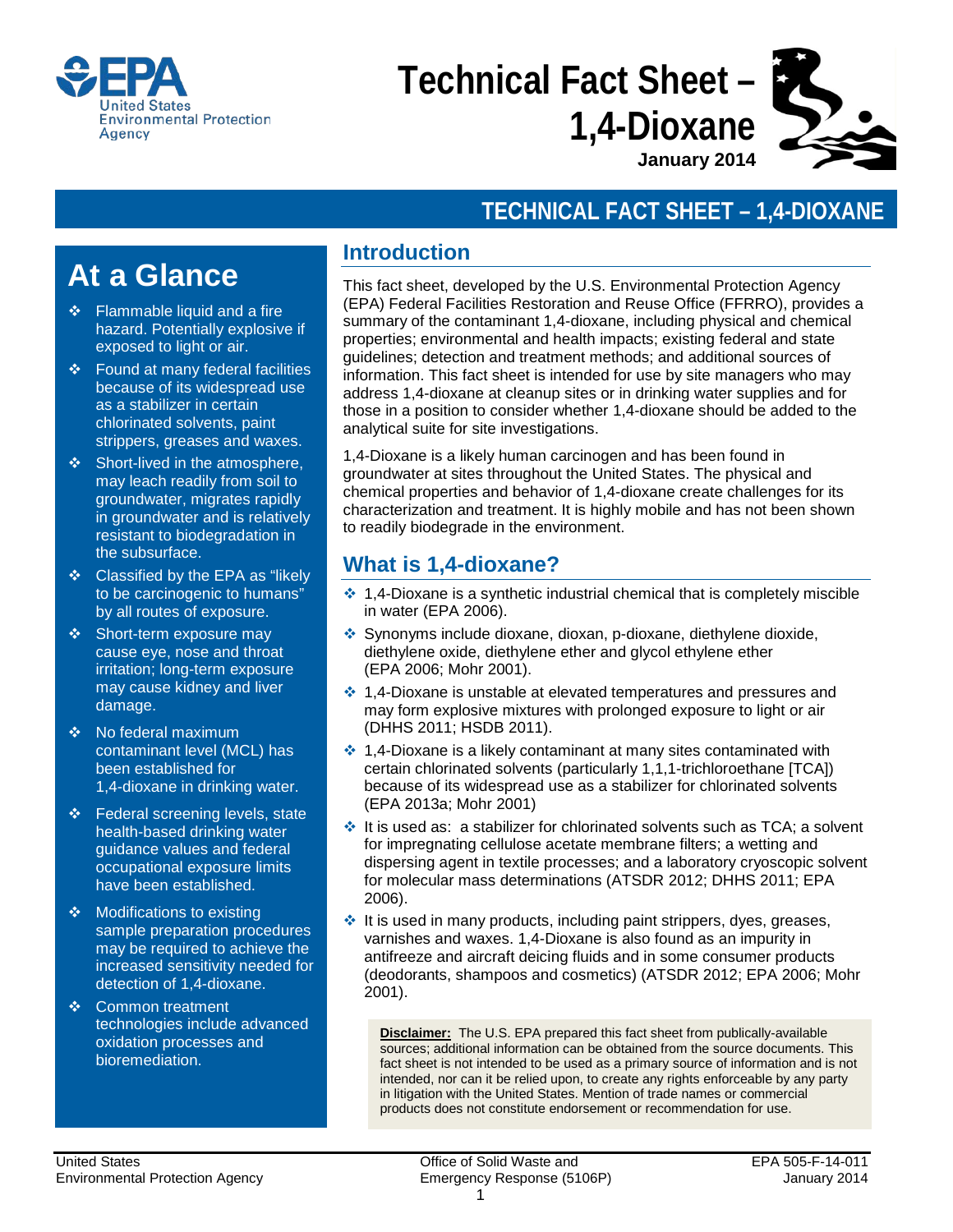# Technical Fact Sheet – 1,4-Dioxane

**January 2014**

## TECHNICAL FACT SHEET – 1,4-DIOXANE

## At a Glance

- Flammable liquid and a fire hazard. Potentially explosive if exposed to light or air.
- Found at many federal facilities because of its widespread use as a stabilizer in certain chlorinated solvents, paint strippers, greases and waxes.
- Short-lived in the atmosphere, may leach readily from soil to groundwater, migrates rapidly in groundwater and is relatively resistant to biodegradation in the subsurface.
- Classified by the EPA as "likely to be carcinogenic to humans" by all routes of exposure.
- Short-term exposure may cause eye, nose and throat irritation; long-term exposure may cause kidney and liver damage.
- No federal maximum contaminant level (MCL) has been established for 1,4-dioxane in drinking water.
- Federal screening levels, state health-based drinking water guidance values and federal occupational exposure limits have been established.
- Modifications to existing sample preparation procedures may be required to achieve the increased sensitivity needed for detection of 1,4-dioxane.
- Common treatment technologies include advanced oxidation processes and bioremediation.

## Introduction

This fact sheet, developed by the U.S. Environmental Protection Agency (EPA) Federal Facilities Restoration and Reuse Office (FFRRO), provides a summary of the contaminant 1,4-dioxane, including physical and chemical properties; environmental and health impacts; existing federal and state guidelines; detection and treatment methods; and additional sources of information. This fact sheet is intended for use by site managers who may address 1,4-dioxane at cleanup sites or in drinking water supplies and for those in a position to consider whether 1,4-dioxane should be added to the analytical suite for site investigations.

1,4-Dioxane is a likely human carcinogen and has been found in groundwater at sites throughout the United States. The physical and chemical properties and behavior of 1,4-dioxane create challenges for its characterization and treatment. It is highly mobile and has not been shown to readily biodegrade in the environment.

## What is 1,4-dioxane?

- 1,4-Dioxane is a synthetic industrial chemical that is completely miscible in water (EPA 2006).
- Synonyms include dioxane, dioxan, p-dioxane, diethylene dioxide, diethylene oxide, diethylene ether and glycol ethylene ether (EPA 2006; Mohr 2001).
- 1,4-Dioxane is unstable at elevated temperatures and pressures and may form explosive mixtures with prolonged exposure to light or air (DHHS 2011; HSDB 2011).
- 1,4-Dioxane is a likely contaminant at many sites contaminated with certain chlorinated solvents (particularly 1,1,1-trichloroethane [TCA]) because of its widespread use as a stabilizer for chlorinated solvents (EPA 2013a; Mohr 2001)
- It is used as: a stabilizer for chlorinated solvents such as TCA; a solvent for impregnating cellulose acetate membrane filters; a wetting and dispersing agent in textile processes; and a laboratory cryoscopic solvent for molecular mass determinations (ATSDR 2012; DHHS 2011; EPA 2006).
- It is used in many products, including paint strippers, dyes, greases, varnishes and waxes. 1,4-Dioxane is also found as an impurity in antifreeze and aircraft deicing fluids and in some consumer products (deodorants, shampoos and cosmetics) (ATSDR 2012; EPA 2006; Mohr 2001).

**Disclaimer:** The U.S. EPA prepared this fact sheet from publically-available sources; additional information can be obtained from the source documents. This fact sheet is not intended to be used as a primary source of information and is not intended, nor can it be relied upon, to create any rights enforceable by any party in litigation with the United States. Mention of trade names or commercial products does not constitute endorsement or recommendation for use.

United States Environmental Protection Agency | Office of Solid Waste and Emergency Response (5106P) | EPA 505-F-14-011 January 2014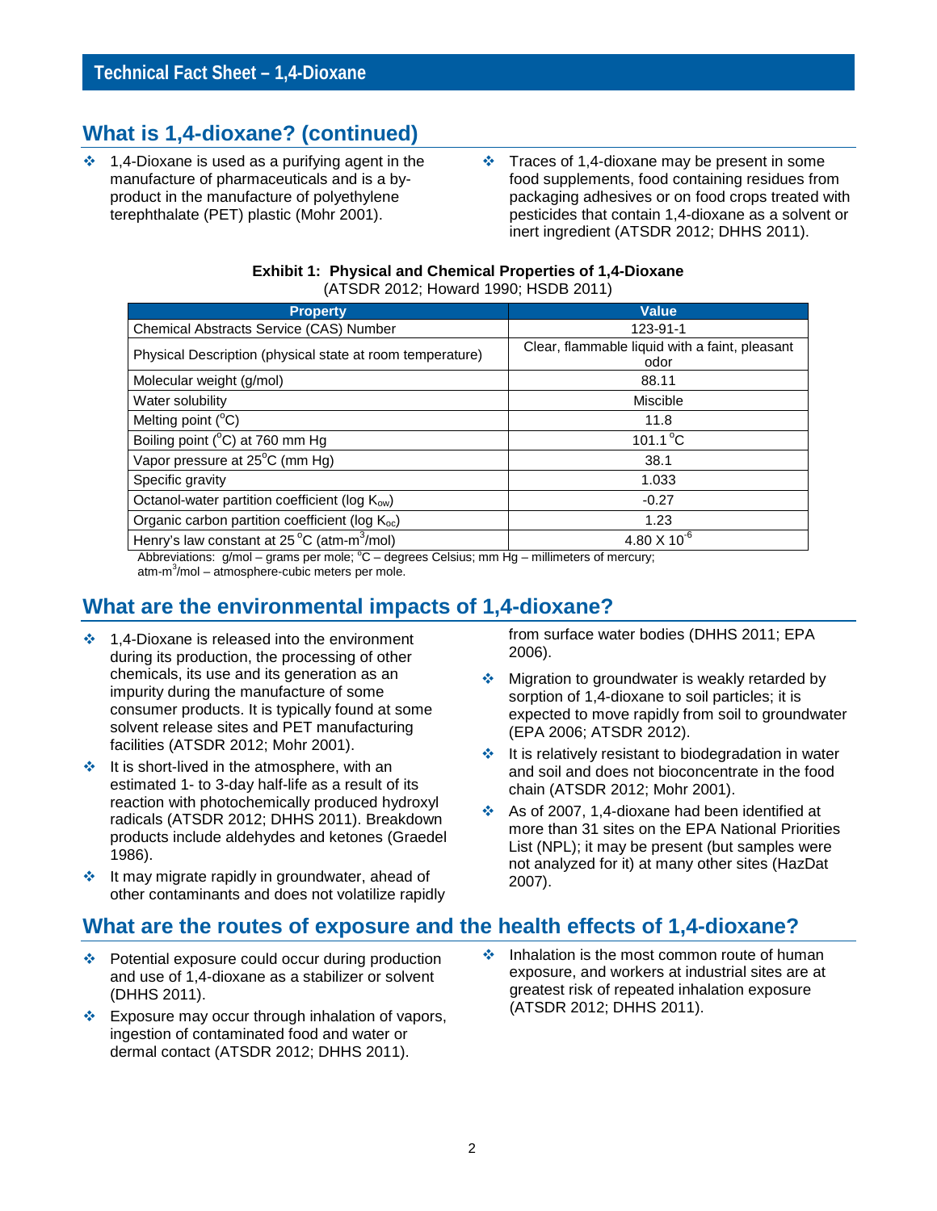## What is 1,4-dioxane? (continued)

- 1,4-Dioxane is used as a purifying agent in the manufacture of pharmaceuticals and is a by-product in the manufacture of polyethylene terephthalate (PET) plastic (Mohr 2001).
- Traces of 1,4-dioxane may be present in some food supplements, food containing residues from packaging adhesives or on food crops treated with pesticides that contain 1,4-dioxane as a solvent or inert ingredient (ATSDR 2012; DHHS 2011).

**Exhibit 1: Physical and Chemical Properties of 1,4-Dioxane**
(ATSDR 2012; Howard 1990; HSDB 2011)

| Property | Value |
|---|---|
| Chemical Abstracts Service (CAS) Number | 123-91-1 |
| Physical Description (physical state at room temperature) | Clear, flammable liquid with a faint, pleasant odor |
| Molecular weight (g/mol) | 88.11 |
| Water solubility | Miscible |
| Melting point ($^{o}$C) | 11.8 |
| Boiling point ($^{o}$C) at 760 mm Hg | 101.1 $^{o}$C |
| Vapor pressure at 25$^{o}$C (mm Hg) | 38.1 |
| Specific gravity | 1.033 |
| Octanol-water partition coefficient (log $K_{ow}$) | -0.27 |
| Organic carbon partition coefficient (log $K_{oc}$) | 1.23 |
| Henry's law constant at 25 $^{o}$C (atm-m$^{3}$/mol) | 4.80 X $10^{-6}$ |

Abbreviations: g/mol – grams per mole; $^{o}$C – degrees Celsius; mm Hg – millimeters of mercury; atm-m$^{3}$/mol – atmosphere-cubic meters per mole.

## What are the environmental impacts of 1,4-dioxane?

- 1,4-Dioxane is released into the environment during its production, the processing of other chemicals, its use and its generation as an impurity during the manufacture of some consumer products. It is typically found at some solvent release sites and PET manufacturing facilities (ATSDR 2012; Mohr 2001).
- It is short-lived in the atmosphere, with an estimated 1- to 3-day half-life as a result of its reaction with photochemically produced hydroxyl radicals (ATSDR 2012; DHHS 2011). Breakdown products include aldehydes and ketones (Graedel 1986).
- It may migrate rapidly in groundwater, ahead of other contaminants and does not volatilize rapidly from surface water bodies (DHHS 2011; EPA 2006).
- Migration to groundwater is weakly retarded by sorption of 1,4-dioxane to soil particles; it is expected to move rapidly from soil to groundwater (EPA 2006; ATSDR 2012).
- It is relatively resistant to biodegradation in water and soil and does not bioconcentrate in the food chain (ATSDR 2012; Mohr 2001).
- As of 2007, 1,4-dioxane had been identified at more than 31 sites on the EPA National Priorities List (NPL); it may be present (but samples were not analyzed for it) at many other sites (HazDat 2007).

## What are the routes of exposure and the health effects of 1,4-dioxane?

- Potential exposure could occur during production and use of 1,4-dioxane as a stabilizer or solvent (DHHS 2011).
- Exposure may occur through inhalation of vapors, ingestion of contaminated food and water or dermal contact (ATSDR 2012; DHHS 2011).
- Inhalation is the most common route of human exposure, and workers at industrial sites are at greatest risk of repeated inhalation exposure (ATSDR 2012; DHHS 2011).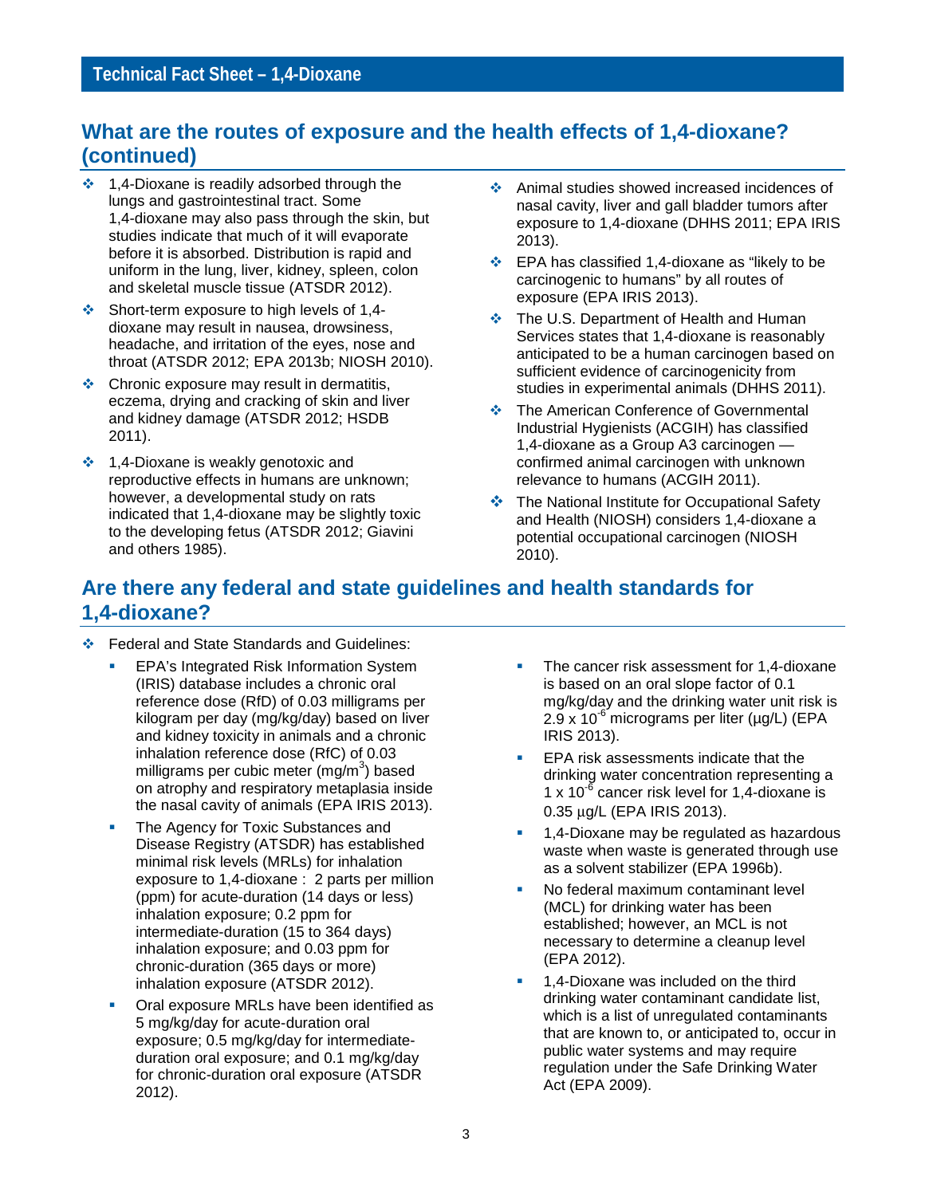## What are the routes of exposure and the health effects of 1,4-dioxane? (continued)

- 1,4-Dioxane is readily adsorbed through the lungs and gastrointestinal tract. Some 1,4-dioxane may also pass through the skin, but studies indicate that much of it will evaporate before it is absorbed. Distribution is rapid and uniform in the lung, liver, kidney, spleen, colon and skeletal muscle tissue (ATSDR 2012).
- Short-term exposure to high levels of 1,4-dioxane may result in nausea, drowsiness, headache, and irritation of the eyes, nose and throat (ATSDR 2012; EPA 2013b; NIOSH 2010).
- Chronic exposure may result in dermatitis, eczema, drying and cracking of skin and liver and kidney damage (ATSDR 2012; HSDB 2011).
- 1,4-Dioxane is weakly genotoxic and reproductive effects in humans are unknown; however, a developmental study on rats indicated that 1,4-dioxane may be slightly toxic to the developing fetus (ATSDR 2012; Giavini and others 1985).
- Animal studies showed increased incidences of nasal cavity, liver and gall bladder tumors after exposure to 1,4-dioxane (DHHS 2011; EPA IRIS 2013).
- EPA has classified 1,4-dioxane as "likely to be carcinogenic to humans" by all routes of exposure (EPA IRIS 2013).
- The U.S. Department of Health and Human Services states that 1,4-dioxane is reasonably anticipated to be a human carcinogen based on sufficient evidence of carcinogenicity from studies in experimental animals (DHHS 2011).
- The American Conference of Governmental Industrial Hygienists (ACGIH) has classified 1,4-dioxane as a Group A3 carcinogen — confirmed animal carcinogen with unknown relevance to humans (ACGIH 2011).
- The National Institute for Occupational Safety and Health (NIOSH) considers 1,4-dioxane a potential occupational carcinogen (NIOSH 2010).

## Are there any federal and state guidelines and health standards for 1,4-dioxane?

- Federal and State Standards and Guidelines:
  - EPA's Integrated Risk Information System (IRIS) database includes a chronic oral reference dose (RfD) of 0.03 milligrams per kilogram per day (mg/kg/day) based on liver and kidney toxicity in animals and a chronic inhalation reference dose (RfC) of 0.03 milligrams per cubic meter ($mg/m^3$) based on atrophy and respiratory metaplasia inside the nasal cavity of animals (EPA IRIS 2013).
  - The Agency for Toxic Substances and Disease Registry (ATSDR) has established minimal risk levels (MRLs) for inhalation exposure to 1,4-dioxane : 2 parts per million (ppm) for acute-duration (14 days or less) inhalation exposure; 0.2 ppm for intermediate-duration (15 to 364 days) inhalation exposure; and 0.03 ppm for chronic-duration (365 days or more) inhalation exposure (ATSDR 2012).
  - Oral exposure MRLs have been identified as 5 mg/kg/day for acute-duration oral exposure; 0.5 mg/kg/day for intermediate-duration oral exposure; and 0.1 mg/kg/day for chronic-duration oral exposure (ATSDR 2012).
  - The cancer risk assessment for 1,4-dioxane is based on an oral slope factor of 0.1 mg/kg/day and the drinking water unit risk is $2.9 \times 10^{-6}$ micrograms per liter (µg/L) (EPA IRIS 2013).
  - EPA risk assessments indicate that the drinking water concentration representing a $1 \times 10^{-6}$ cancer risk level for 1,4-dioxane is 0.35 µg/L (EPA IRIS 2013).
  - 1,4-Dioxane may be regulated as hazardous waste when waste is generated through use as a solvent stabilizer (EPA 1996b).
  - No federal maximum contaminant level (MCL) for drinking water has been established; however, an MCL is not necessary to determine a cleanup level (EPA 2012).
  - 1,4-Dioxane was included on the third drinking water contaminant candidate list, which is a list of unregulated contaminants that are known to, or anticipated to, occur in public water systems and may require regulation under the Safe Drinking Water Act (EPA 2009).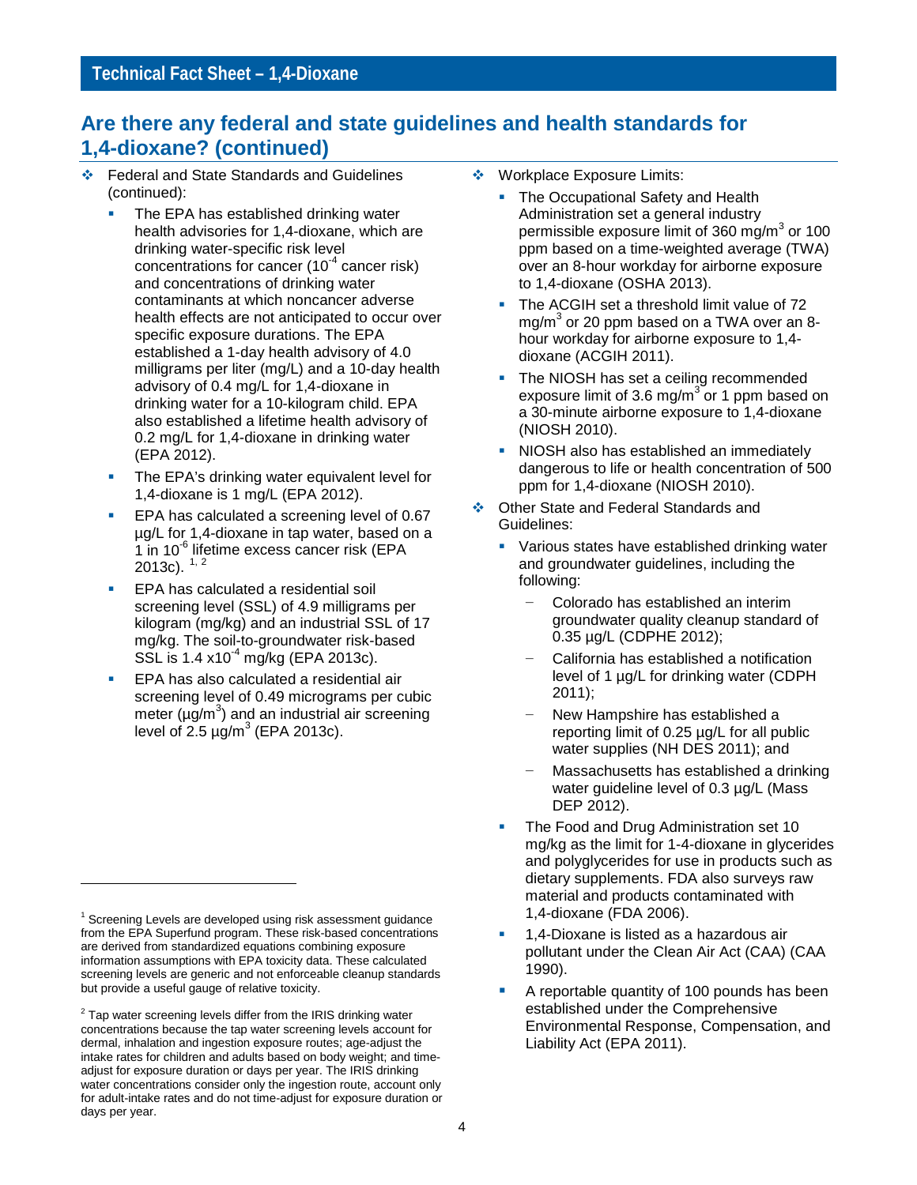## Are there any federal and state guidelines and health standards for 1,4-dioxane? (continued)

- Federal and State Standards and Guidelines (continued):
  - The EPA has established drinking water health advisories for 1,4-dioxane, which are drinking water-specific risk level concentrations for cancer ($10^{-4}$ cancer risk) and concentrations of drinking water contaminants at which noncancer adverse health effects are not anticipated to occur over specific exposure durations. The EPA established a 1-day health advisory of 4.0 milligrams per liter (mg/L) and a 10-day health advisory of 0.4 mg/L for 1,4-dioxane in drinking water for a 10-kilogram child. EPA also established a lifetime health advisory of 0.2 mg/L for 1,4-dioxane in drinking water (EPA 2012).
  - The EPA's drinking water equivalent level for 1,4-dioxane is 1 mg/L (EPA 2012).
  - EPA has calculated a screening level of 0.67 µg/L for 1,4-dioxane in tap water, based on a 1 in $10^{-6}$ lifetime excess cancer risk (EPA 2013c). [1, 2]
  - EPA has calculated a residential soil screening level (SSL) of 4.9 milligrams per kilogram (mg/kg) and an industrial SSL of 17 mg/kg. The soil-to-groundwater risk-based SSL is 1.4 $\times 10^{-4}$ mg/kg (EPA 2013c).
  - EPA has also calculated a residential air screening level of 0.49 micrograms per cubic meter (µg/$m^3$) and an industrial air screening level of 2.5 µg/$m^3$ (EPA 2013c).

- Workplace Exposure Limits:
  - The Occupational Safety and Health Administration set a general industry permissible exposure limit of 360 mg/$m^3$ or 100 ppm based on a time-weighted average (TWA) over an 8-hour workday for airborne exposure to 1,4-dioxane (OSHA 2013).
  - The ACGIH set a threshold limit value of 72 mg/$m^3$ or 20 ppm based on a TWA over an 8-hour workday for airborne exposure to 1,4-dioxane (ACGIH 2011).
  - The NIOSH has set a ceiling recommended exposure limit of 3.6 mg/$m^3$ or 1 ppm based on a 30-minute airborne exposure to 1,4-dioxane (NIOSH 2010).
  - NIOSH also has established an immediately dangerous to life or health concentration of 500 ppm for 1,4-dioxane (NIOSH 2010).

- Other State and Federal Standards and Guidelines:
  - Various states have established drinking water and groundwater guidelines, including the following:
    - Colorado has established an interim groundwater quality cleanup standard of 0.35 µg/L (CDPHE 2012);
    - California has established a notification level of 1 µg/L for drinking water (CDPH 2011);
    - New Hampshire has established a reporting limit of 0.25 µg/L for all public water supplies (NH DES 2011); and
    - Massachusetts has established a drinking water guideline level of 0.3 µg/L (Mass DEP 2012).
  - The Food and Drug Administration set 10 mg/kg as the limit for 1-4-dioxane in glycerides and polyglycerides for use in products such as dietary supplements. FDA also surveys raw material and products contaminated with 1,4-dioxane (FDA 2006).
  - 1,4-Dioxane is listed as a hazardous air pollutant under the Clean Air Act (CAA) (CAA 1990).
  - A reportable quantity of 100 pounds has been established under the Comprehensive Environmental Response, Compensation, and Liability Act (EPA 2011).

---

[1] Screening Levels are developed using risk assessment guidance from the EPA Superfund program. These risk-based concentrations are derived from standardized equations combining exposure information assumptions with EPA toxicity data. These calculated screening levels are generic and not enforceable cleanup standards but provide a useful gauge of relative toxicity.

[2] Tap water screening levels differ from the IRIS drinking water concentrations because the tap water screening levels account for dermal, inhalation and ingestion exposure routes; age-adjust the intake rates for children and adults based on body weight; and time-adjust for exposure duration or days per year. The IRIS drinking water concentrations consider only the ingestion route, account only for adult-intake rates and do not time-adjust for exposure duration or days per year.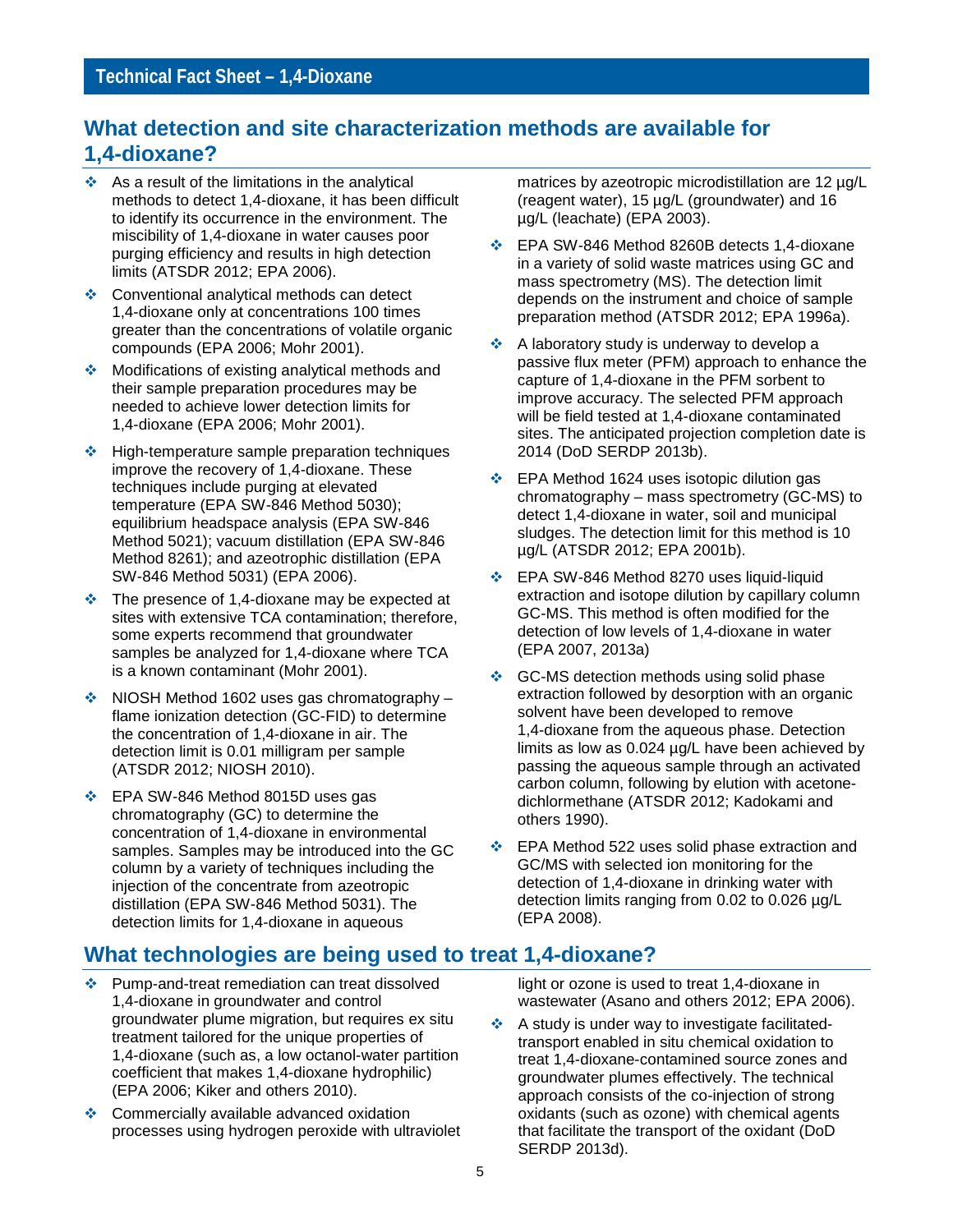## What detection and site characterization methods are available for 1,4-dioxane?

- As a result of the limitations in the analytical methods to detect 1,4-dioxane, it has been difficult to identify its occurrence in the environment. The miscibility of 1,4-dioxane in water causes poor purging efficiency and results in high detection limits (ATSDR 2012; EPA 2006).
- Conventional analytical methods can detect 1,4-dioxane only at concentrations 100 times greater than the concentrations of volatile organic compounds (EPA 2006; Mohr 2001).
- Modifications of existing analytical methods and their sample preparation procedures may be needed to achieve lower detection limits for 1,4-dioxane (EPA 2006; Mohr 2001).
- High-temperature sample preparation techniques improve the recovery of 1,4-dioxane. These techniques include purging at elevated temperature (EPA SW-846 Method 5030); equilibrium headspace analysis (EPA SW-846 Method 5021); vacuum distillation (EPA SW-846 Method 8261); and azeotrophic distillation (EPA SW-846 Method 5031) (EPA 2006).
- The presence of 1,4-dioxane may be expected at sites with extensive TCA contamination; therefore, some experts recommend that groundwater samples be analyzed for 1,4-dioxane where TCA is a known contaminant (Mohr 2001).
- NIOSH Method 1602 uses gas chromatography – flame ionization detection (GC-FID) to determine the concentration of 1,4-dioxane in air. The detection limit is 0.01 milligram per sample (ATSDR 2012; NIOSH 2010).
- EPA SW-846 Method 8015D uses gas chromatography (GC) to determine the concentration of 1,4-dioxane in environmental samples. Samples may be introduced into the GC column by a variety of techniques including the injection of the concentrate from azeotropic distillation (EPA SW-846 Method 5031). The detection limits for 1,4-dioxane in aqueous matrices by azeotropic microdistillation are 12 µg/L (reagent water), 15 µg/L (groundwater) and 16 µg/L (leachate) (EPA 2003).
- EPA SW-846 Method 8260B detects 1,4-dioxane in a variety of solid waste matrices using GC and mass spectrometry (MS). The detection limit depends on the instrument and choice of sample preparation method (ATSDR 2012; EPA 1996a).
- A laboratory study is underway to develop a passive flux meter (PFM) approach to enhance the capture of 1,4-dioxane in the PFM sorbent to improve accuracy. The selected PFM approach will be field tested at 1,4-dioxane contaminated sites. The anticipated projection completion date is 2014 (DoD SERDP 2013b).
- EPA Method 1624 uses isotopic dilution gas chromatography – mass spectrometry (GC-MS) to detect 1,4-dioxane in water, soil and municipal sludges. The detection limit for this method is 10 µg/L (ATSDR 2012; EPA 2001b).
- EPA SW-846 Method 8270 uses liquid-liquid extraction and isotope dilution by capillary column GC-MS. This method is often modified for the detection of low levels of 1,4-dioxane in water (EPA 2007, 2013a)
- GC-MS detection methods using solid phase extraction followed by desorption with an organic solvent have been developed to remove 1,4-dioxane from the aqueous phase. Detection limits as low as 0.024 µg/L have been achieved by passing the aqueous sample through an activated carbon column, following by elution with acetone-dichlormethane (ATSDR 2012; Kadokami and others 1990).
- EPA Method 522 uses solid phase extraction and GC/MS with selected ion monitoring for the detection of 1,4-dioxane in drinking water with detection limits ranging from 0.02 to 0.026 µg/L (EPA 2008).

## What technologies are being used to treat 1,4-dioxane?

- Pump-and-treat remediation can treat dissolved 1,4-dioxane in groundwater and control groundwater plume migration, but requires ex situ treatment tailored for the unique properties of 1,4-dioxane (such as, a low octanol-water partition coefficient that makes 1,4-dioxane hydrophilic) (EPA 2006; Kiker and others 2010).
- Commercially available advanced oxidation processes using hydrogen peroxide with ultraviolet light or ozone is used to treat 1,4-dioxane in wastewater (Asano and others 2012; EPA 2006).
- A study is under way to investigate facilitated-transport enabled in situ chemical oxidation to treat 1,4-dioxane-contamined source zones and groundwater plumes effectively. The technical approach consists of the co-injection of strong oxidants (such as ozone) with chemical agents that facilitate the transport of the oxidant (DoD SERDP 2013d).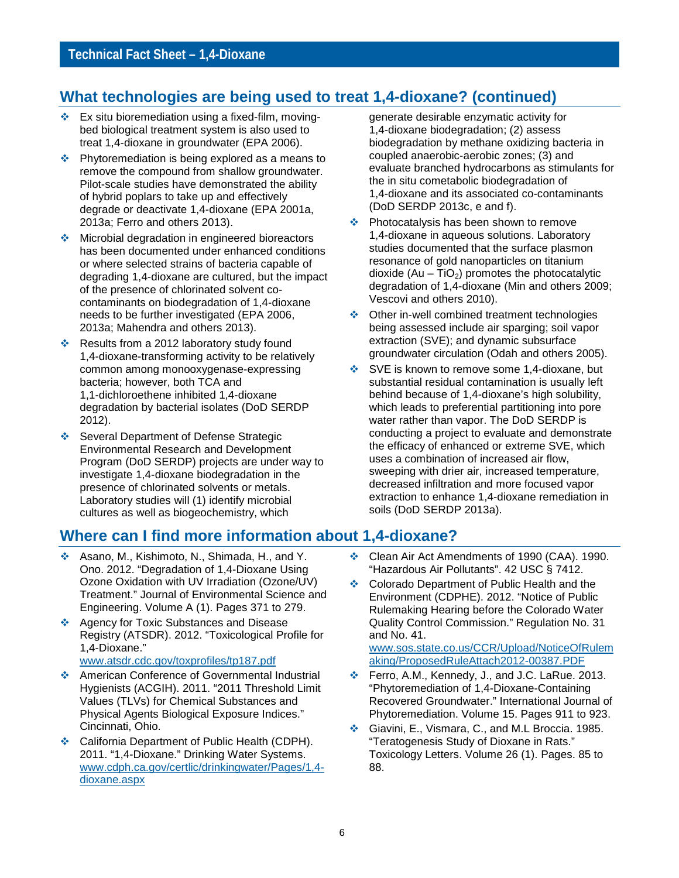## What technologies are being used to treat 1,4-dioxane? (continued)

- Ex situ bioremediation using a fixed-film, moving-bed biological treatment system is also used to treat 1,4-dioxane in groundwater (EPA 2006).
- Phytoremediation is being explored as a means to remove the compound from shallow groundwater. Pilot-scale studies have demonstrated the ability of hybrid poplars to take up and effectively degrade or deactivate 1,4-dioxane (EPA 2001a, 2013a; Ferro and others 2013).
- Microbial degradation in engineered bioreactors has been documented under enhanced conditions or where selected strains of bacteria capable of degrading 1,4-dioxane are cultured, but the impact of the presence of chlorinated solvent co-contaminants on biodegradation of 1,4-dioxane needs to be further investigated (EPA 2006, 2013a; Mahendra and others 2013).
- Results from a 2012 laboratory study found 1,4-dioxane-transforming activity to be relatively common among monooxygenase-expressing bacteria; however, both TCA and 1,1-dichloroethene inhibited 1,4-dioxane degradation by bacterial isolates (DoD SERDP 2012).
- Several Department of Defense Strategic Environmental Research and Development Program (DoD SERDP) projects are under way to investigate 1,4-dioxane biodegradation in the presence of chlorinated solvents or metals. Laboratory studies will (1) identify microbial cultures as well as biogeochemistry, which generate desirable enzymatic activity for 1,4-dioxane biodegradation; (2) assess biodegradation by methane oxidizing bacteria in coupled anaerobic-aerobic zones; (3) and evaluate branched hydrocarbons as stimulants for the in situ cometabolic biodegradation of 1,4-dioxane and its associated co-contaminants (DoD SERDP 2013c, e and f).
- Photocatalysis has been shown to remove 1,4-dioxane in aqueous solutions. Laboratory studies documented that the surface plasmon resonance of gold nanoparticles on titanium dioxide ($Au - TiO_2$) promotes the photocatalytic degradation of 1,4-dioxane (Min and others 2009; Vescovi and others 2010).
- Other in-well combined treatment technologies being assessed include air sparging; soil vapor extraction (SVE); and dynamic subsurface groundwater circulation (Odah and others 2005).
- SVE is known to remove some 1,4-dioxane, but substantial residual contamination is usually left behind because of 1,4-dioxane's high solubility, which leads to preferential partitioning into pore water rather than vapor. The DoD SERDP is conducting a project to evaluate and demonstrate the efficacy of enhanced or extreme SVE, which uses a combination of increased air flow, sweeping with drier air, increased temperature, decreased infiltration and more focused vapor extraction to enhance 1,4-dioxane remediation in soils (DoD SERDP 2013a).

## Where can I find more information about 1,4-dioxane?

- Asano, M., Kishimoto, N., Shimada, H., and Y. Ono. 2012. "Degradation of 1,4-Dioxane Using Ozone Oxidation with UV Irradiation (Ozone/UV) Treatment." Journal of Environmental Science and Engineering. Volume A (1). Pages 371 to 279.
- Agency for Toxic Substances and Disease Registry (ATSDR). 2012. "Toxicological Profile for 1,4-Dioxane." www.atsdr.cdc.gov/toxprofiles/tp187.pdf
- American Conference of Governmental Industrial Hygienists (ACGIH). 2011. "2011 Threshold Limit Values (TLVs) for Chemical Substances and Physical Agents Biological Exposure Indices." Cincinnati, Ohio.
- California Department of Public Health (CDPH). 2011. "1,4-Dioxane." Drinking Water Systems. www.cdph.ca.gov/certlic/drinkingwater/Pages/1,4-dioxane.aspx
- Clean Air Act Amendments of 1990 (CAA). 1990. "Hazardous Air Pollutants". 42 USC § 7412.
- Colorado Department of Public Health and the Environment (CDPHE). 2012. "Notice of Public Rulemaking Hearing before the Colorado Water Quality Control Commission." Regulation No. 31 and No. 41. www.sos.state.co.us/CCR/Upload/NoticeOfRulemaking/ProposedRuleAttach2012-00387.PDF
- Ferro, A.M., Kennedy, J., and J.C. LaRue. 2013. "Phytoremediation of 1,4-Dioxane-Containing Recovered Groundwater." International Journal of Phytoremediation. Volume 15. Pages 911 to 923.
- Giavini, E., Vismara, C., and M.L Broccia. 1985. "Teratogenesis Study of Dioxane in Rats." Toxicology Letters. Volume 26 (1). Pages. 85 to 88.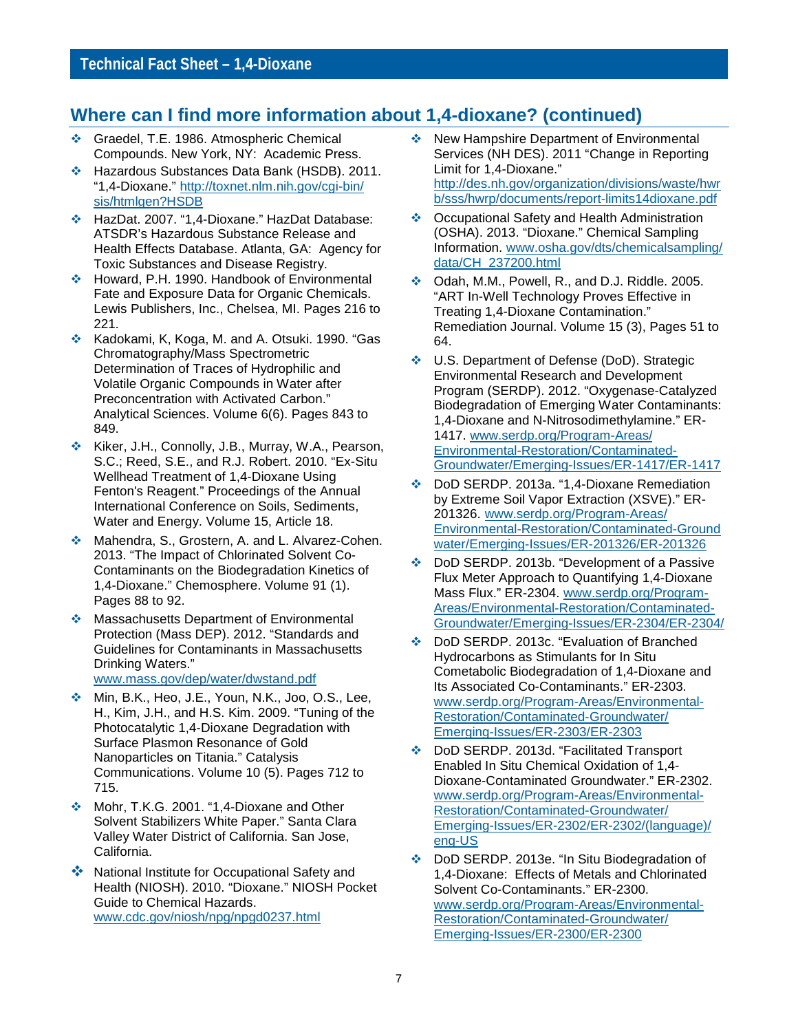## Where can I find more information about 1,4-dioxane? (continued)

- Graedel, T.E. 1986. Atmospheric Chemical Compounds. New York, NY: Academic Press.
- Hazardous Substances Data Bank (HSDB). 2011. "1,4-Dioxane." http://toxnet.nlm.nih.gov/cgi-bin/sis/htmlgen?HSDB
- HazDat. 2007. "1,4-Dioxane." HazDat Database: ATSDR's Hazardous Substance Release and Health Effects Database. Atlanta, GA: Agency for Toxic Substances and Disease Registry.
- Howard, P.H. 1990. Handbook of Environmental Fate and Exposure Data for Organic Chemicals. Lewis Publishers, Inc., Chelsea, MI. Pages 216 to 221.
- Kadokami, K, Koga, M. and A. Otsuki. 1990. "Gas Chromatography/Mass Spectrometric Determination of Traces of Hydrophilic and Volatile Organic Compounds in Water after Preconcentration with Activated Carbon." Analytical Sciences. Volume 6(6). Pages 843 to 849.
- Kiker, J.H., Connolly, J.B., Murray, W.A., Pearson, S.C.; Reed, S.E., and R.J. Robert. 2010. "Ex-Situ Wellhead Treatment of 1,4-Dioxane Using Fenton's Reagent." Proceedings of the Annual International Conference on Soils, Sediments, Water and Energy. Volume 15, Article 18.
- Mahendra, S., Grostern, A. and L. Alvarez-Cohen. 2013. "The Impact of Chlorinated Solvent Co-Contaminants on the Biodegradation Kinetics of 1,4-Dioxane." Chemosphere. Volume 91 (1). Pages 88 to 92.
- Massachusetts Department of Environmental Protection (Mass DEP). 2012. "Standards and Guidelines for Contaminants in Massachusetts Drinking Waters." www.mass.gov/dep/water/dwstand.pdf
- Min, B.K., Heo, J.E., Youn, N.K., Joo, O.S., Lee, H., Kim, J.H., and H.S. Kim. 2009. "Tuning of the Photocatalytic 1,4-Dioxane Degradation with Surface Plasmon Resonance of Gold Nanoparticles on Titania." Catalysis Communications. Volume 10 (5). Pages 712 to 715.
- Mohr, T.K.G. 2001. "1,4-Dioxane and Other Solvent Stabilizers White Paper." Santa Clara Valley Water District of California. San Jose, California.
- National Institute for Occupational Safety and Health (NIOSH). 2010. "Dioxane." NIOSH Pocket Guide to Chemical Hazards. www.cdc.gov/niosh/npg/npgd0237.html
- New Hampshire Department of Environmental Services (NH DES). 2011 "Change in Reporting Limit for 1,4-Dioxane." http://des.nh.gov/organization/divisions/waste/hwrb/sss/hwrp/documents/report-limits14dioxane.pdf
- Occupational Safety and Health Administration (OSHA). 2013. "Dioxane." Chemical Sampling Information. www.osha.gov/dts/chemicalsampling/data/CH_237200.html
- Odah, M.M., Powell, R., and D.J. Riddle. 2005. "ART In-Well Technology Proves Effective in Treating 1,4-Dioxane Contamination." Remediation Journal. Volume 15 (3), Pages 51 to 64.
- U.S. Department of Defense (DoD). Strategic Environmental Research and Development Program (SERDP). 2012. "Oxygenase-Catalyzed Biodegradation of Emerging Water Contaminants: 1,4-Dioxane and N-Nitrosodimethylamine." ER-1417. www.serdp.org/Program-Areas/Environmental-Restoration/Contaminated-Groundwater/Emerging-Issues/ER-1417/ER-1417
- DoD SERDP. 2013a. "1,4-Dioxane Remediation by Extreme Soil Vapor Extraction (XSVE)." ER-201326. www.serdp.org/Program-Areas/Environmental-Restoration/Contaminated-Groundwater/Emerging-Issues/ER-201326/ER-201326
- DoD SERDP. 2013b. "Development of a Passive Flux Meter Approach to Quantifying 1,4-Dioxane Mass Flux." ER-2304. www.serdp.org/Program-Areas/Environmental-Restoration/Contaminated-Groundwater/Emerging-Issues/ER-2304/ER-2304/
- DoD SERDP. 2013c. "Evaluation of Branched Hydrocarbons as Stimulants for In Situ Cometabolic Biodegradation of 1,4-Dioxane and Its Associated Co-Contaminants." ER-2303. www.serdp.org/Program-Areas/Environmental-Restoration/Contaminated-Groundwater/Emerging-Issues/ER-2303/ER-2303
- DoD SERDP. 2013d. "Facilitated Transport Enabled In Situ Chemical Oxidation of 1,4-Dioxane-Contaminated Groundwater." ER-2302. www.serdp.org/Program-Areas/Environmental-Restoration/Contaminated-Groundwater/Emerging-Issues/ER-2302/ER-2302/(language)/eng-US
- DoD SERDP. 2013e. "In Situ Biodegradation of 1,4-Dioxane: Effects of Metals and Chlorinated Solvent Co-Contaminants." ER-2300. www.serdp.org/Program-Areas/Environmental-Restoration/Contaminated-Groundwater/Emerging-Issues/ER-2300/ER-2300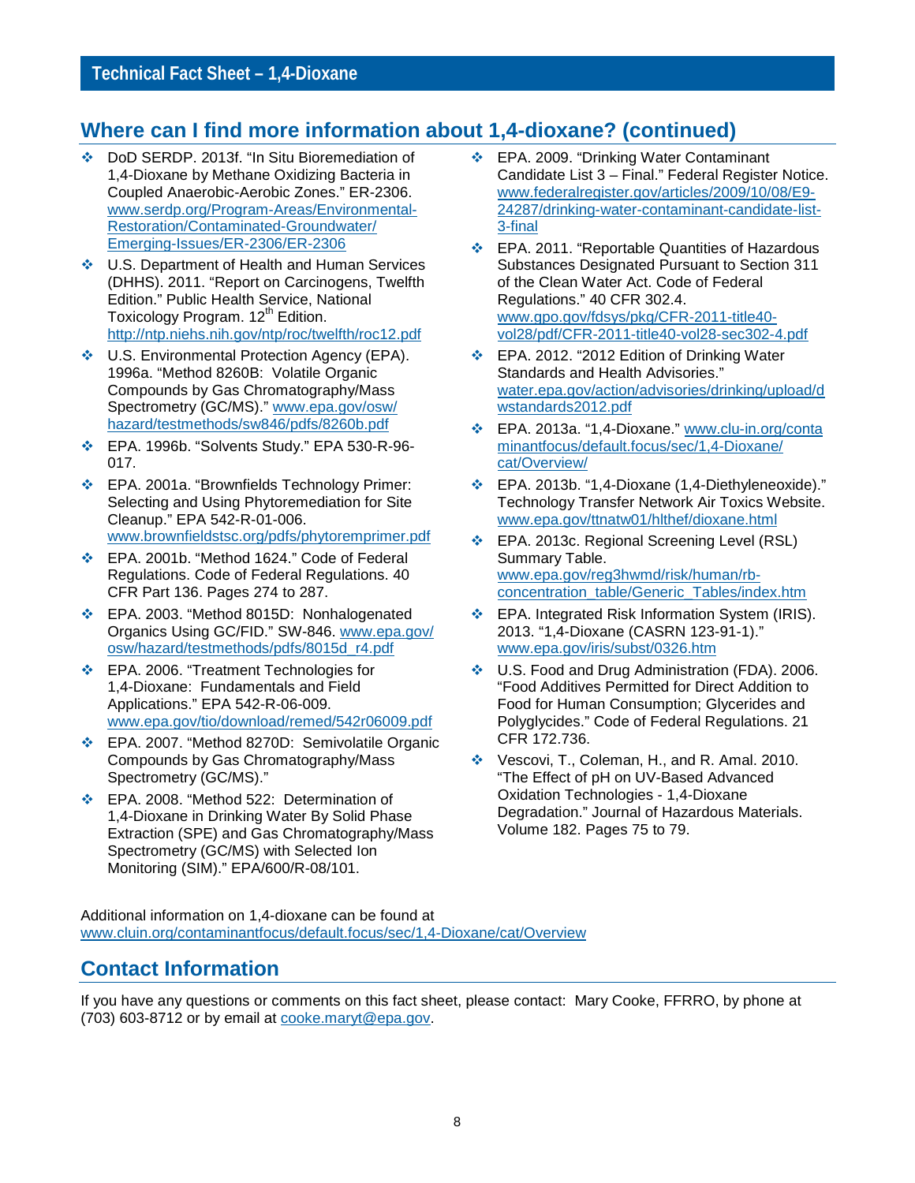## Where can I find more information about 1,4-dioxane? (continued)

- DoD SERDP. 2013f. "In Situ Bioremediation of 1,4-Dioxane by Methane Oxidizing Bacteria in Coupled Anaerobic-Aerobic Zones." ER-2306. www.serdp.org/Program-Areas/Environmental-Restoration/Contaminated-Groundwater/Emerging-Issues/ER-2306/ER-2306
- U.S. Department of Health and Human Services (DHHS). 2011. "Report on Carcinogens, Twelfth Edition." Public Health Service, National Toxicology Program. 12th Edition. http://ntp.niehs.nih.gov/ntp/roc/twelfth/roc12.pdf
- U.S. Environmental Protection Agency (EPA). 1996a. "Method 8260B: Volatile Organic Compounds by Gas Chromatography/Mass Spectrometry (GC/MS)." www.epa.gov/osw/hazard/testmethods/sw846/pdfs/8260b.pdf
- EPA. 1996b. "Solvents Study." EPA 530-R-96-017.
- EPA. 2001a. "Brownfields Technology Primer: Selecting and Using Phytoremediation for Site Cleanup." EPA 542-R-01-006. www.brownfieldstsc.org/pdfs/phytoremprimer.pdf
- EPA. 2001b. "Method 1624." Code of Federal Regulations. Code of Federal Regulations. 40 CFR Part 136. Pages 274 to 287.
- EPA. 2003. "Method 8015D: Nonhalogenated Organics Using GC/FID." SW-846. www.epa.gov/osw/hazard/testmethods/pdfs/8015d_r4.pdf
- EPA. 2006. "Treatment Technologies for 1,4-Dioxane: Fundamentals and Field Applications." EPA 542-R-06-009. www.epa.gov/tio/download/remed/542r06009.pdf
- EPA. 2007. "Method 8270D: Semivolatile Organic Compounds by Gas Chromatography/Mass Spectrometry (GC/MS)."
- EPA. 2008. "Method 522: Determination of 1,4-Dioxane in Drinking Water By Solid Phase Extraction (SPE) and Gas Chromatography/Mass Spectrometry (GC/MS) with Selected Ion Monitoring (SIM)." EPA/600/R-08/101.
- EPA. 2009. "Drinking Water Contaminant Candidate List 3 – Final." Federal Register Notice. www.federalregister.gov/articles/2009/10/08/E9-24287/drinking-water-contaminant-candidate-list-3-final
- EPA. 2011. "Reportable Quantities of Hazardous Substances Designated Pursuant to Section 311 of the Clean Water Act. Code of Federal Regulations." 40 CFR 302.4. www.gpo.gov/fdsys/pkg/CFR-2011-title40-vol28/pdf/CFR-2011-title40-vol28-sec302-4.pdf
- EPA. 2012. "2012 Edition of Drinking Water Standards and Health Advisories." water.epa.gov/action/advisories/drinking/upload/dwstandards2012.pdf
- EPA. 2013a. "1,4-Dioxane." www.clu-in.org/contaminantfocus/default.focus/sec/1,4-Dioxane/cat/Overview/
- EPA. 2013b. "1,4-Dioxane (1,4-Diethyleneoxide)." Technology Transfer Network Air Toxics Website. www.epa.gov/ttnatw01/hlthef/dioxane.html
- EPA. 2013c. Regional Screening Level (RSL) Summary Table. www.epa.gov/reg3hwmd/risk/human/rb-concentration_table/Generic_Tables/index.htm
- EPA. Integrated Risk Information System (IRIS). 2013. "1,4-Dioxane (CASRN 123-91-1)." www.epa.gov/iris/subst/0326.htm
- U.S. Food and Drug Administration (FDA). 2006. "Food Additives Permitted for Direct Addition to Food for Human Consumption; Glycerides and Polyglycides." Code of Federal Regulations. 21 CFR 172.736.
- Vescovi, T., Coleman, H., and R. Amal. 2010. "The Effect of pH on UV-Based Advanced Oxidation Technologies - 1,4-Dioxane Degradation." Journal of Hazardous Materials. Volume 182. Pages 75 to 79.

Additional information on 1,4-dioxane can be found at www.cluin.org/contaminantfocus/default.focus/sec/1,4-Dioxane/cat/Overview

## Contact Information

If you have any questions or comments on this fact sheet, please contact: Mary Cooke, FFRRO, by phone at (703) 603-8712 or by email at cooke.maryt@epa.gov.